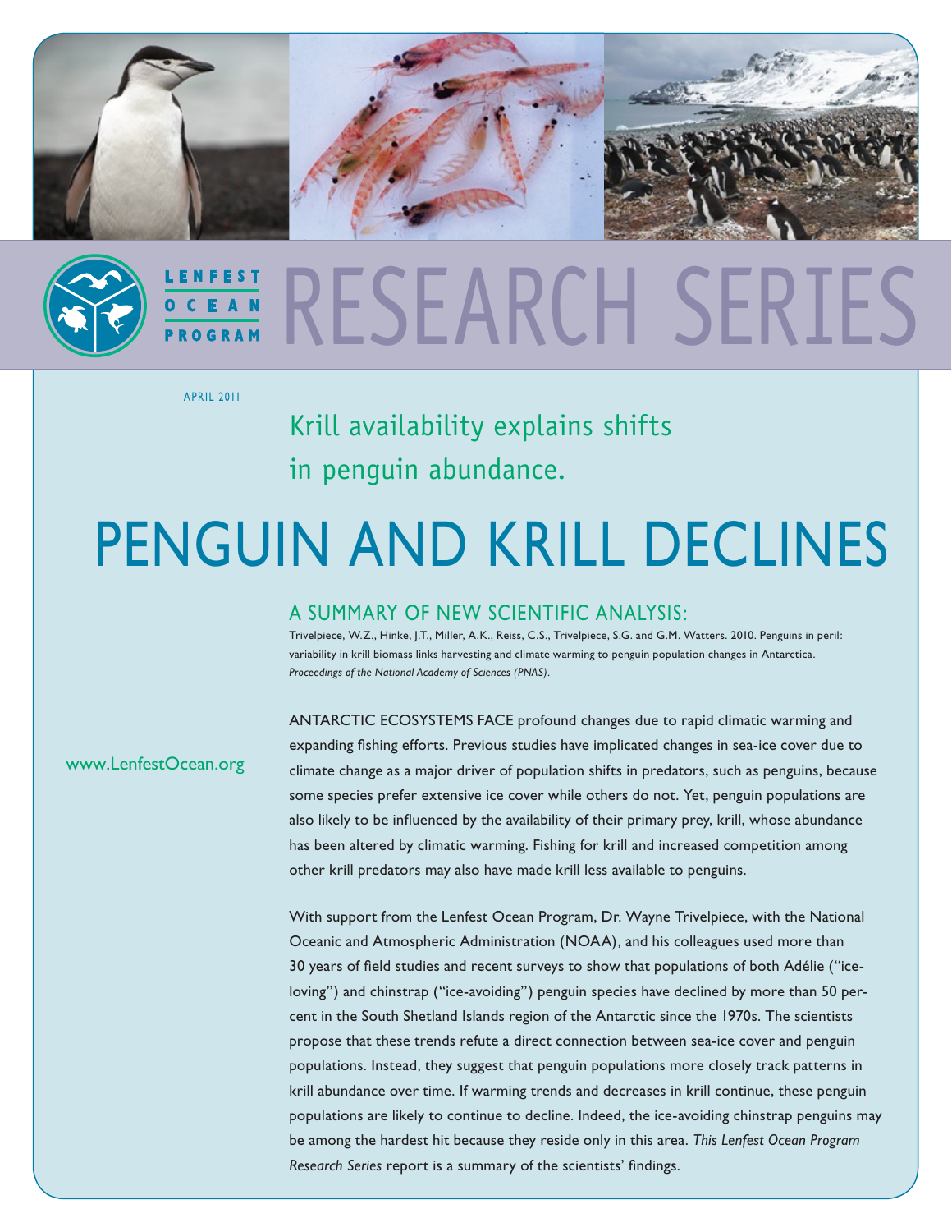LENFEST OCEAN PROGRAM

# RESEARCH SERIES

APRIL 2011

Krill availability explains shifts in penguin abundance.

# PENGUIN AND KRILL DECLINES

## A SUMMARY OF NEW SCIENTIFIC ANALYSIS:

Trivelpiece, W.Z., Hinke, J.T., Miller, A.K., Reiss, C.S., Trivelpiece, S.G. and G.M. Watters. 2010. Penguins in peril: variability in krill biomass links harvesting and climate warming to penguin population changes in Antarctica. *Proceedings of the National Academy of Sciences (PNAS)*.

www.LenfestOcean.org

ANTARCTIC ECOSYSTEMS FACE profound changes due to rapid climatic warming and expanding fishing efforts. Previous studies have implicated changes in sea-ice cover due to climate change as a major driver of population shifts in predators, such as penguins, because some species prefer extensive ice cover while others do not. Yet, penguin populations are also likely to be influenced by the availability of their primary prey, krill, whose abundance has been altered by climatic warming. Fishing for krill and increased competition among other krill predators may also have made krill less available to penguins.

With support from the Lenfest Ocean Program, Dr. Wayne Trivelpiece, with the National Oceanic and Atmospheric Administration (NOAA), and his colleagues used more than 30 years of field studies and recent surveys to show that populations of both Adélie ("ice-loving") and chinstrap ("ice-avoiding") penguin species have declined by more than 50 percent in the South Shetland Islands region of the Antarctic since the 1970s. The scientists propose that these trends refute a direct connection between sea-ice cover and penguin populations. Instead, they suggest that penguin populations more closely track patterns in krill abundance over time. If warming trends and decreases in krill continue, these penguin populations are likely to continue to decline. Indeed, the ice-avoiding chinstrap penguins may be among the hardest hit because they reside only in this area. *This Lenfest Ocean Program Research Series* report is a summary of the scientists' findings.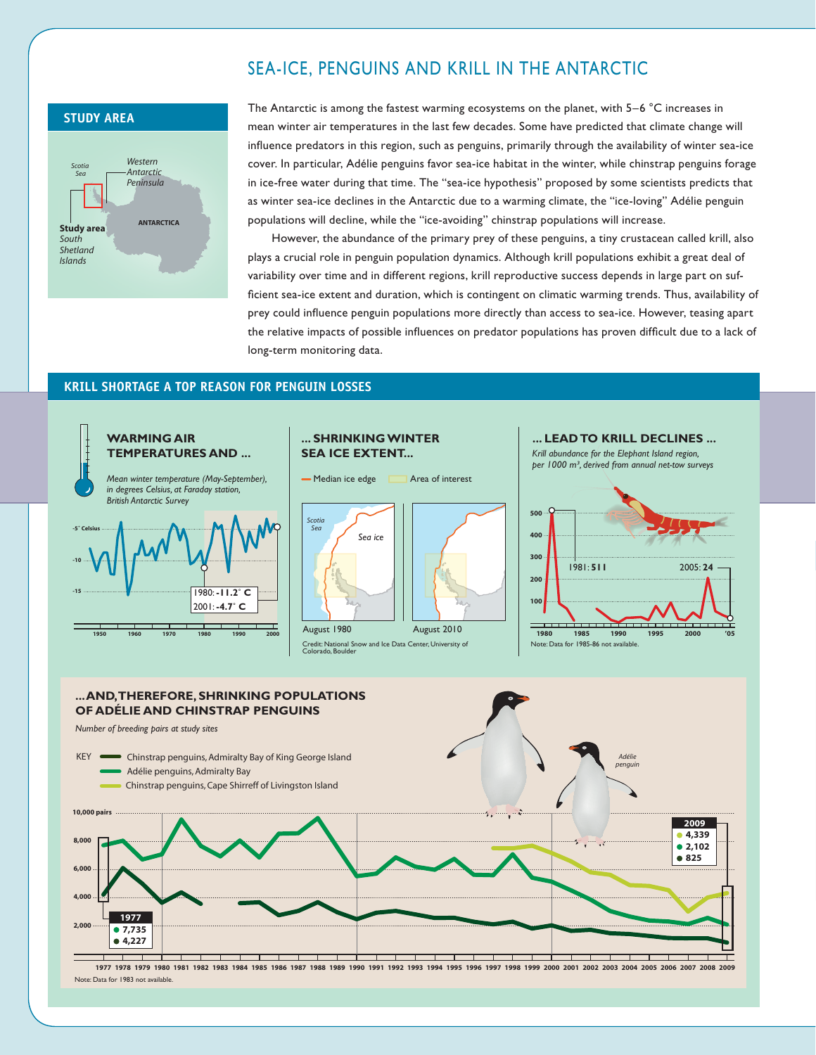# SEA-ICE, PENGUINS AND KRILL IN THE ANTARCTIC

## STUDY AREA

Scotia Sea

Western Antarctic Peninsula

ANTARCTICA

**Study area** *South Shetland Islands*

The Antarctic is among the fastest warming ecosystems on the planet, with 5–6 °C increases in mean winter air temperatures in the last few decades. Some have predicted that climate change will influence predators in this region, such as penguins, primarily through the availability of winter sea-ice cover. In particular, Adélie penguins favor sea-ice habitat in the winter, while chinstrap penguins forage in ice-free water during that time. The "sea-ice hypothesis" proposed by some scientists predicts that as winter sea-ice declines in the Antarctic due to a warming climate, the "ice-loving" Adélie penguin populations will decline, while the "ice-avoiding" chinstrap populations will increase.

However, the abundance of the primary prey of these penguins, a tiny crustacean called krill, also plays a crucial role in penguin population dynamics. Although krill populations exhibit a great deal of variability over time and in different regions, krill reproductive success depends in large part on sufficient sea-ice extent and duration, which is contingent on climatic warming trends. Thus, availability of prey could influence penguin populations more directly than access to sea-ice. However, teasing apart the relative impacts of possible influences on predator populations has proven difficult due to a lack of long-term monitoring data.

## KRILL SHORTAGE A TOP REASON FOR PENGUIN LOSSES

### WARMING AIR TEMPERATURES AND ...

*Mean winter temperature (May-September), in degrees Celsius, at Faraday station, British Antarctic Survey*

1980: **-11.2° C**
2001: **-4.7° C**

### ... SHRINKING WINTER SEA ICE EXTENT...

Median ice edge — Area of interest

Scotia Sea — Sea ice

August 1980 — August 2010

Credit: National Snow and Ice Data Center, University of Colorado, Boulder

### ... LEAD TO KRILL DECLINES ...

*Krill abundance for the Elephant Island region, per 1000 m³, derived from annual net-tow surveys*

1981: **511**
2005: **24**

Note: Data for 1985-86 not available.

### ... AND, THEREFORE, SHRINKING POPULATIONS OF ADÉLIE AND CHINSTRAP PENGUINS

*Number of breeding pairs at study sites*

KEY
- Chinstrap penguins, Admiralty Bay of King George Island
- Adélie penguins, Admiralty Bay
- Chinstrap penguins, Cape Shirreff of Livingston Island

**1977**
- 7,735
- 4,227

**2009**
- 4,339
- 2,102
- 825

*Adélie penguin*

Note: Data for 1983 not available.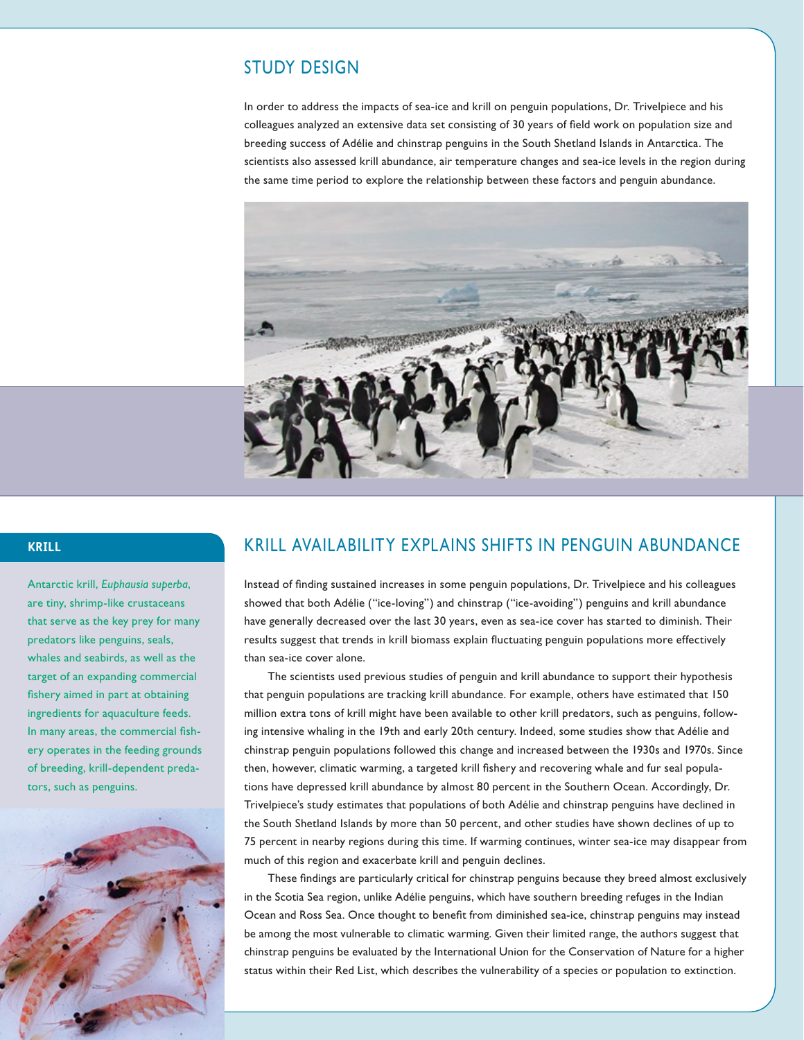## STUDY DESIGN

In order to address the impacts of sea-ice and krill on penguin populations, Dr. Trivelpiece and his colleagues analyzed an extensive data set consisting of 30 years of field work on population size and breeding success of Adélie and chinstrap penguins in the South Shetland Islands in Antarctica. The scientists also assessed krill abundance, air temperature changes and sea-ice levels in the region during the same time period to explore the relationship between these factors and penguin abundance.

## KRILL AVAILABILITY EXPLAINS SHIFTS IN PENGUIN ABUNDANCE

Instead of finding sustained increases in some penguin populations, Dr. Trivelpiece and his colleagues showed that both Adélie ("ice-loving") and chinstrap ("ice-avoiding") penguins and krill abundance have generally decreased over the last 30 years, even as sea-ice cover has started to diminish. Their results suggest that trends in krill biomass explain fluctuating penguin populations more effectively than sea-ice cover alone.

The scientists used previous studies of penguin and krill abundance to support their hypothesis that penguin populations are tracking krill abundance. For example, others have estimated that 150 million extra tons of krill might have been available to other krill predators, such as penguins, following intensive whaling in the 19th and early 20th century. Indeed, some studies show that Adélie and chinstrap penguin populations followed this change and increased between the 1930s and 1970s. Since then, however, climatic warming, a targeted krill fishery and recovering whale and fur seal populations have depressed krill abundance by almost 80 percent in the Southern Ocean. Accordingly, Dr. Trivelpiece's study estimates that populations of both Adélie and chinstrap penguins have declined in the South Shetland Islands by more than 50 percent, and other studies have shown declines of up to 75 percent in nearby regions during this time. If warming continues, winter sea-ice may disappear from much of this region and exacerbate krill and penguin declines.

These findings are particularly critical for chinstrap penguins because they breed almost exclusively in the Scotia Sea region, unlike Adélie penguins, which have southern breeding refuges in the Indian Ocean and Ross Sea. Once thought to benefit from diminished sea-ice, chinstrap penguins may instead be among the most vulnerable to climatic warming. Given their limited range, the authors suggest that chinstrap penguins be evaluated by the International Union for the Conservation of Nature for a higher status within their Red List, which describes the vulnerability of a species or population to extinction.

### KRILL

Antarctic krill, *Euphausia superba*, are tiny, shrimp-like crustaceans that serve as the key prey for many predators like penguins, seals, whales and seabirds, as well as the target of an expanding commercial fishery aimed in part at obtaining ingredients for aquaculture feeds. In many areas, the commercial fishery operates in the feeding grounds of breeding, krill-dependent predators, such as penguins.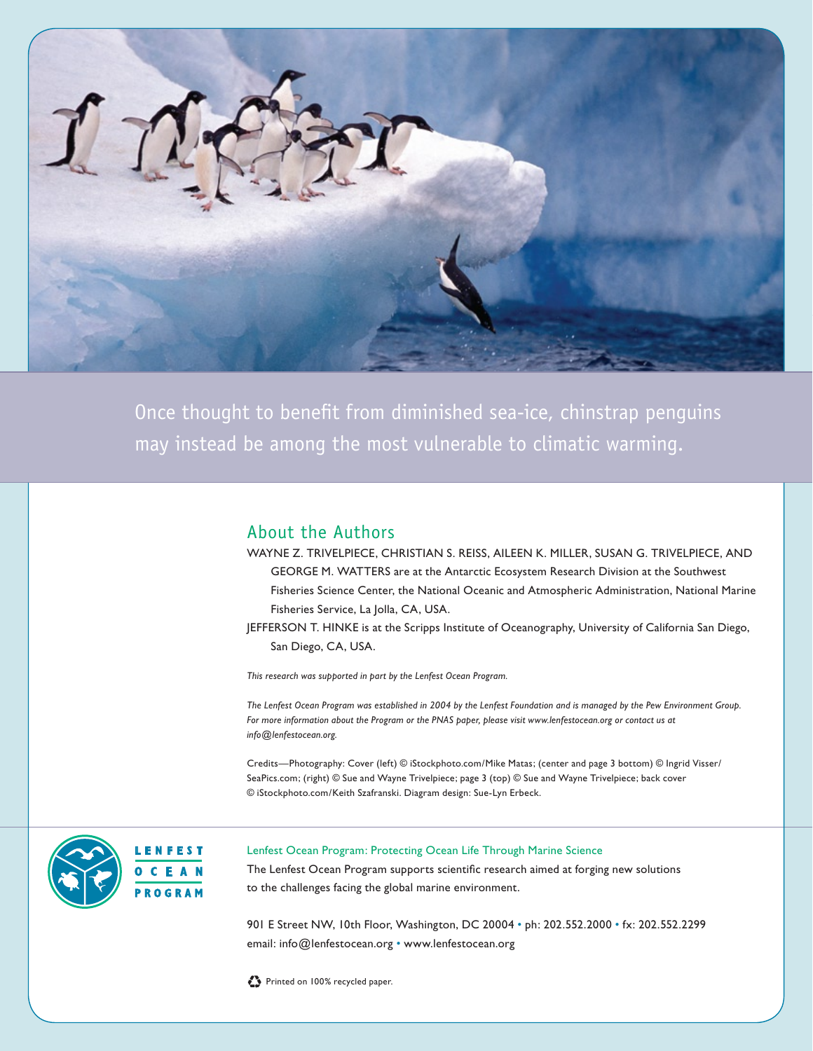Once thought to benefit from diminished sea-ice, chinstrap penguins may instead be among the most vulnerable to climatic warming.

## About the Authors

WAYNE Z. TRIVELPIECE, CHRISTIAN S. REISS, AILEEN K. MILLER, SUSAN G. TRIVELPIECE, AND GEORGE M. WATTERS are at the Antarctic Ecosystem Research Division at the Southwest Fisheries Science Center, the National Oceanic and Atmospheric Administration, National Marine Fisheries Service, La Jolla, CA, USA.

JEFFERSON T. HINKE is at the Scripps Institute of Oceanography, University of California San Diego, San Diego, CA, USA.

*This research was supported in part by the Lenfest Ocean Program.*

*The Lenfest Ocean Program was established in 2004 by the Lenfest Foundation and is managed by the Pew Environment Group. For more information about the Program or the PNAS paper, please visit www.lenfestocean.org or contact us at info@lenfestocean.org.*

Credits—Photography: Cover (left) © iStockphoto.com/Mike Matas; (center and page 3 bottom) © Ingrid Visser/SeaPics.com; (right) © Sue and Wayne Trivelpiece; page 3 (top) © Sue and Wayne Trivelpiece; back cover © iStockphoto.com/Keith Szafranski. Diagram design: Sue-Lyn Erbeck.

LENFEST OCEAN PROGRAM

### Lenfest Ocean Program: Protecting Ocean Life Through Marine Science

The Lenfest Ocean Program supports scientific research aimed at forging new solutions to the challenges facing the global marine environment.

901 E Street NW, 10th Floor, Washington, DC 20004 • ph: 202.552.2000 • fx: 202.552.2299
email: info@lenfestocean.org • www.lenfestocean.org

Printed on 100% recycled paper.